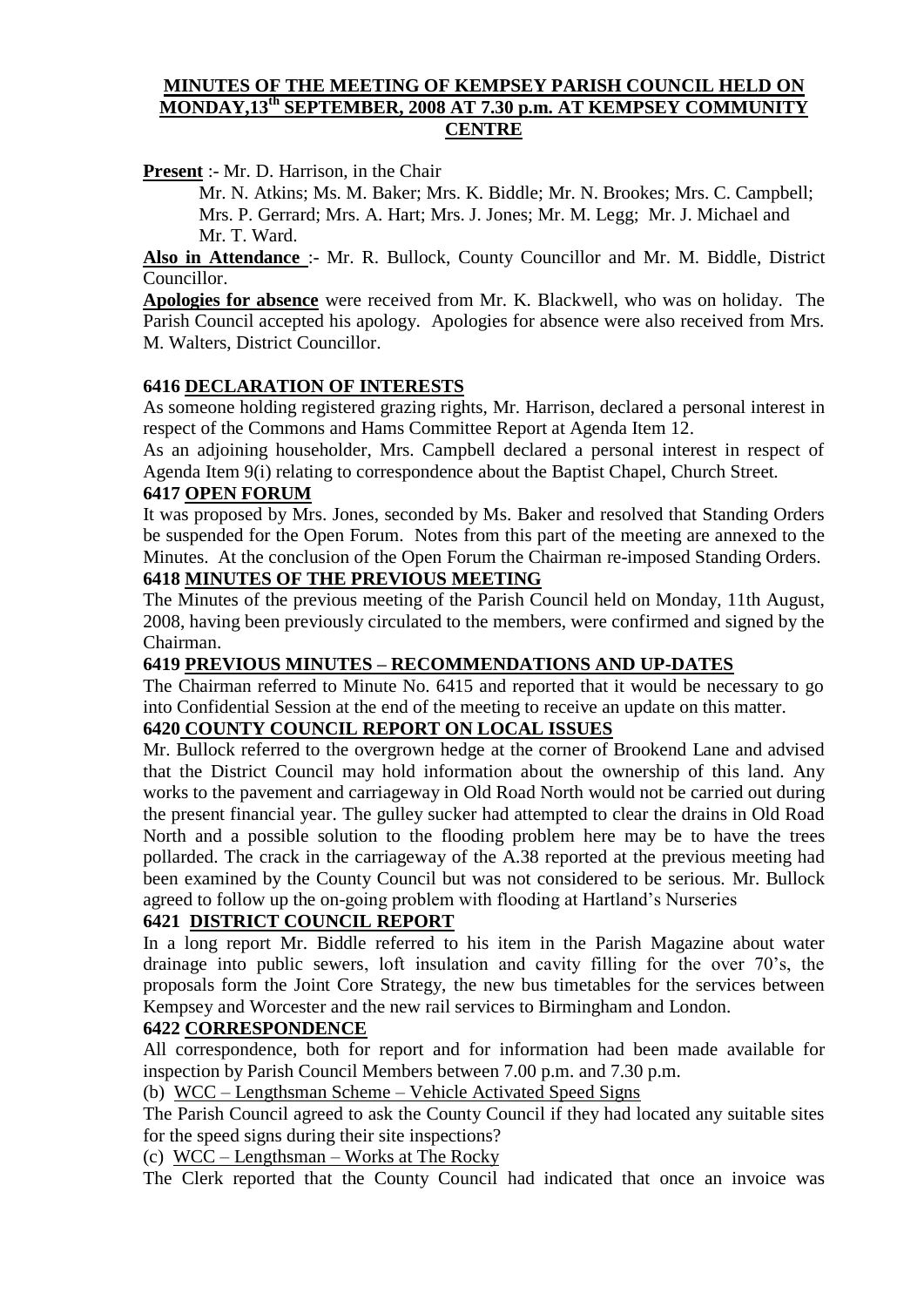# MINUTES OF THE MEETING OF KEMPSEY PARISH COUNCIL HELD ON MONDAY,13th SEPTEMBER, 2008 AT 7.30 p.m. AT KEMPSEY COMMUNITY CENTRE

**Present** :- Mr. D. Harrison, in the Chair

Mr. N. Atkins; Ms. M. Baker; Mrs. K. Biddle; Mr. N. Brookes; Mrs. C. Campbell; Mrs. P. Gerrard; Mrs. A. Hart; Mrs. J. Jones; Mr. M. Legg; Mr. J. Michael and Mr. T. Ward.

**Also in Attendance** :- Mr. R. Bullock, County Councillor and Mr. M. Biddle, District Councillor.

**Apologies for absence** were received from Mr. K. Blackwell, who was on holiday. The Parish Council accepted his apology. Apologies for absence were also received from Mrs. M. Walters, District Councillor.

## 6416 DECLARATION OF INTERESTS

As someone holding registered grazing rights, Mr. Harrison, declared a personal interest in respect of the Commons and Hams Committee Report at Agenda Item 12.

As an adjoining householder, Mrs. Campbell declared a personal interest in respect of Agenda Item 9(i) relating to correspondence about the Baptist Chapel, Church Street.

## 6417 OPEN FORUM

It was proposed by Mrs. Jones, seconded by Ms. Baker and resolved that Standing Orders be suspended for the Open Forum. Notes from this part of the meeting are annexed to the Minutes. At the conclusion of the Open Forum the Chairman re-imposed Standing Orders.

## 6418 MINUTES OF THE PREVIOUS MEETING

The Minutes of the previous meeting of the Parish Council held on Monday, 11th August, 2008, having been previously circulated to the members, were confirmed and signed by the Chairman.

## 6419 PREVIOUS MINUTES – RECOMMENDATIONS AND UP-DATES

The Chairman referred to Minute No. 6415 and reported that it would be necessary to go into Confidential Session at the end of the meeting to receive an update on this matter.

## 6420 COUNTY COUNCIL REPORT ON LOCAL ISSUES

Mr. Bullock referred to the overgrown hedge at the corner of Brookend Lane and advised that the District Council may hold information about the ownership of this land. Any works to the pavement and carriageway in Old Road North would not be carried out during the present financial year. The gulley sucker had attempted to clear the drains in Old Road North and a possible solution to the flooding problem here may be to have the trees pollarded. The crack in the carriageway of the A.38 reported at the previous meeting had been examined by the County Council but was not considered to be serious. Mr. Bullock agreed to follow up the on-going problem with flooding at Hartland's Nurseries

## 6421 DISTRICT COUNCIL REPORT

In a long report Mr. Biddle referred to his item in the Parish Magazine about water drainage into public sewers, loft insulation and cavity filling for the over 70's, the proposals form the Joint Core Strategy, the new bus timetables for the services between Kempsey and Worcester and the new rail services to Birmingham and London.

## 6422 CORRESPONDENCE

All correspondence, both for report and for information had been made available for inspection by Parish Council Members between 7.00 p.m. and 7.30 p.m.

(b) WCC – Lengthsman Scheme – Vehicle Activated Speed Signs

The Parish Council agreed to ask the County Council if they had located any suitable sites for the speed signs during their site inspections?

(c) WCC – Lengthsman – Works at The Rocky

The Clerk reported that the County Council had indicated that once an invoice was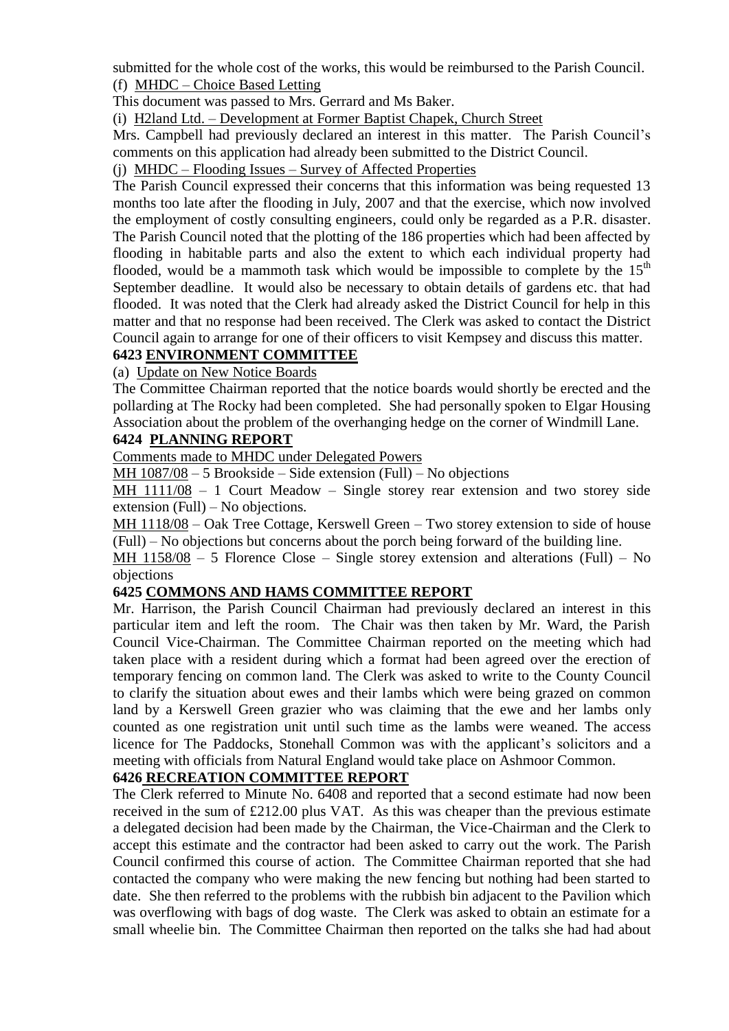submitted for the whole cost of the works, this would be reimbursed to the Parish Council.

(f) MHDC – Choice Based Letting

This document was passed to Mrs. Gerrard and Ms Baker.

(i) H2land Ltd. – Development at Former Baptist Chapek, Church Street

Mrs. Campbell had previously declared an interest in this matter. The Parish Council's comments on this application had already been submitted to the District Council.

(j) MHDC – Flooding Issues – Survey of Affected Properties

The Parish Council expressed their concerns that this information was being requested 13 months too late after the flooding in July, 2007 and that the exercise, which now involved the employment of costly consulting engineers, could only be regarded as a P.R. disaster. The Parish Council noted that the plotting of the 186 properties which had been affected by flooding in habitable parts and also the extent to which each individual property had flooded, would be a mammoth task which would be impossible to complete by the 15th September deadline. It would also be necessary to obtain details of gardens etc. that had flooded. It was noted that the Clerk had already asked the District Council for help in this matter and that no response had been received. The Clerk was asked to contact the District Council again to arrange for one of their officers to visit Kempsey and discuss this matter.

## 6423 ENVIRONMENT COMMITTEE

(a) Update on New Notice Boards

The Committee Chairman reported that the notice boards would shortly be erected and the pollarding at The Rocky had been completed. She had personally spoken to Elgar Housing Association about the problem of the overhanging hedge on the corner of Windmill Lane.

## 6424 PLANNING REPORT

Comments made to MHDC under Delegated Powers

MH 1087/08 – 5 Brookside – Side extension (Full) – No objections

MH 1111/08 – 1 Court Meadow – Single storey rear extension and two storey side extension (Full) – No objections.

MH 1118/08 – Oak Tree Cottage, Kerswell Green – Two storey extension to side of house (Full) – No objections but concerns about the porch being forward of the building line.

MH 1158/08 – 5 Florence Close – Single storey extension and alterations (Full) – No objections

## 6425 COMMONS AND HAMS COMMITTEE REPORT

Mr. Harrison, the Parish Council Chairman had previously declared an interest in this particular item and left the room. The Chair was then taken by Mr. Ward, the Parish Council Vice-Chairman. The Committee Chairman reported on the meeting which had taken place with a resident during which a format had been agreed over the erection of temporary fencing on common land. The Clerk was asked to write to the County Council to clarify the situation about ewes and their lambs which were being grazed on common land by a Kerswell Green grazier who was claiming that the ewe and her lambs only counted as one registration unit until such time as the lambs were weaned. The access licence for The Paddocks, Stonehall Common was with the applicant's solicitors and a meeting with officials from Natural England would take place on Ashmoor Common.

## 6426 RECREATION COMMITTEE REPORT

The Clerk referred to Minute No. 6408 and reported that a second estimate had now been received in the sum of £212.00 plus VAT. As this was cheaper than the previous estimate a delegated decision had been made by the Chairman, the Vice-Chairman and the Clerk to accept this estimate and the contractor had been asked to carry out the work. The Parish Council confirmed this course of action. The Committee Chairman reported that she had contacted the company who were making the new fencing but nothing had been started to date. She then referred to the problems with the rubbish bin adjacent to the Pavilion which was overflowing with bags of dog waste. The Clerk was asked to obtain an estimate for a small wheelie bin. The Committee Chairman then reported on the talks she had had about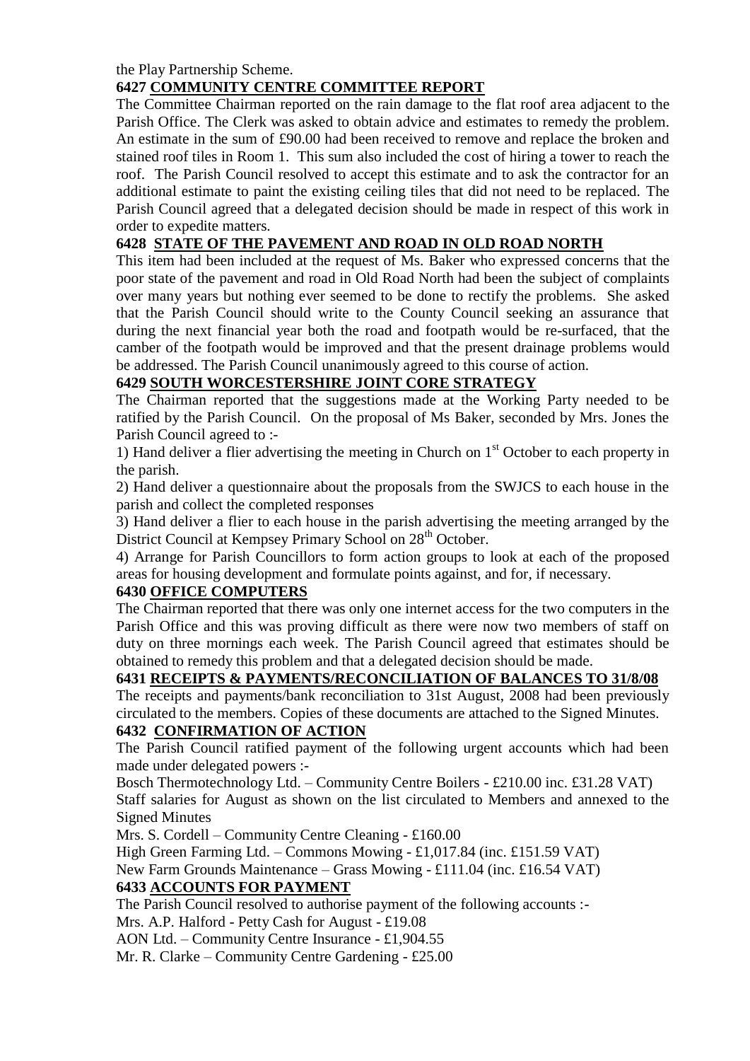the Play Partnership Scheme.

## 6427 COMMUNITY CENTRE COMMITTEE REPORT

The Committee Chairman reported on the rain damage to the flat roof area adjacent to the Parish Office. The Clerk was asked to obtain advice and estimates to remedy the problem. An estimate in the sum of £90.00 had been received to remove and replace the broken and stained roof tiles in Room 1. This sum also included the cost of hiring a tower to reach the roof. The Parish Council resolved to accept this estimate and to ask the contractor for an additional estimate to paint the existing ceiling tiles that did not need to be replaced. The Parish Council agreed that a delegated decision should be made in respect of this work in order to expedite matters.

## 6428 STATE OF THE PAVEMENT AND ROAD IN OLD ROAD NORTH

This item had been included at the request of Ms. Baker who expressed concerns that the poor state of the pavement and road in Old Road North had been the subject of complaints over many years but nothing ever seemed to be done to rectify the problems. She asked that the Parish Council should write to the County Council seeking an assurance that during the next financial year both the road and footpath would be re-surfaced, that the camber of the footpath would be improved and that the present drainage problems would be addressed. The Parish Council unanimously agreed to this course of action.

## 6429 SOUTH WORCESTERSHIRE JOINT CORE STRATEGY

The Chairman reported that the suggestions made at the Working Party needed to be ratified by the Parish Council. On the proposal of Ms Baker, seconded by Mrs. Jones the Parish Council agreed to :-

1) Hand deliver a flier advertising the meeting in Church on 1st October to each property in the parish.

2) Hand deliver a questionnaire about the proposals from the SWJCS to each house in the parish and collect the completed responses

3) Hand deliver a flier to each house in the parish advertising the meeting arranged by the District Council at Kempsey Primary School on 28th October.

4) Arrange for Parish Councillors to form action groups to look at each of the proposed areas for housing development and formulate points against, and for, if necessary.

## 6430 OFFICE COMPUTERS

The Chairman reported that there was only one internet access for the two computers in the Parish Office and this was proving difficult as there were now two members of staff on duty on three mornings each week. The Parish Council agreed that estimates should be obtained to remedy this problem and that a delegated decision should be made.

## 6431 RECEIPTS & PAYMENTS/RECONCILIATION OF BALANCES TO 31/8/08

The receipts and payments/bank reconciliation to 31st August, 2008 had been previously circulated to the members. Copies of these documents are attached to the Signed Minutes.

## 6432 CONFIRMATION OF ACTION

The Parish Council ratified payment of the following urgent accounts which had been made under delegated powers :-

Bosch Thermotechnology Ltd. – Community Centre Boilers - £210.00 inc. £31.28 VAT)

Staff salaries for August as shown on the list circulated to Members and annexed to the Signed Minutes

Mrs. S. Cordell – Community Centre Cleaning - £160.00

High Green Farming Ltd. – Commons Mowing - £1,017.84 (inc. £151.59 VAT)

New Farm Grounds Maintenance – Grass Mowing - £111.04 (inc. £16.54 VAT)

## 6433 ACCOUNTS FOR PAYMENT

The Parish Council resolved to authorise payment of the following accounts :-

Mrs. A.P. Halford - Petty Cash for August - £19.08

AON Ltd. – Community Centre Insurance - £1,904.55

Mr. R. Clarke – Community Centre Gardening - £25.00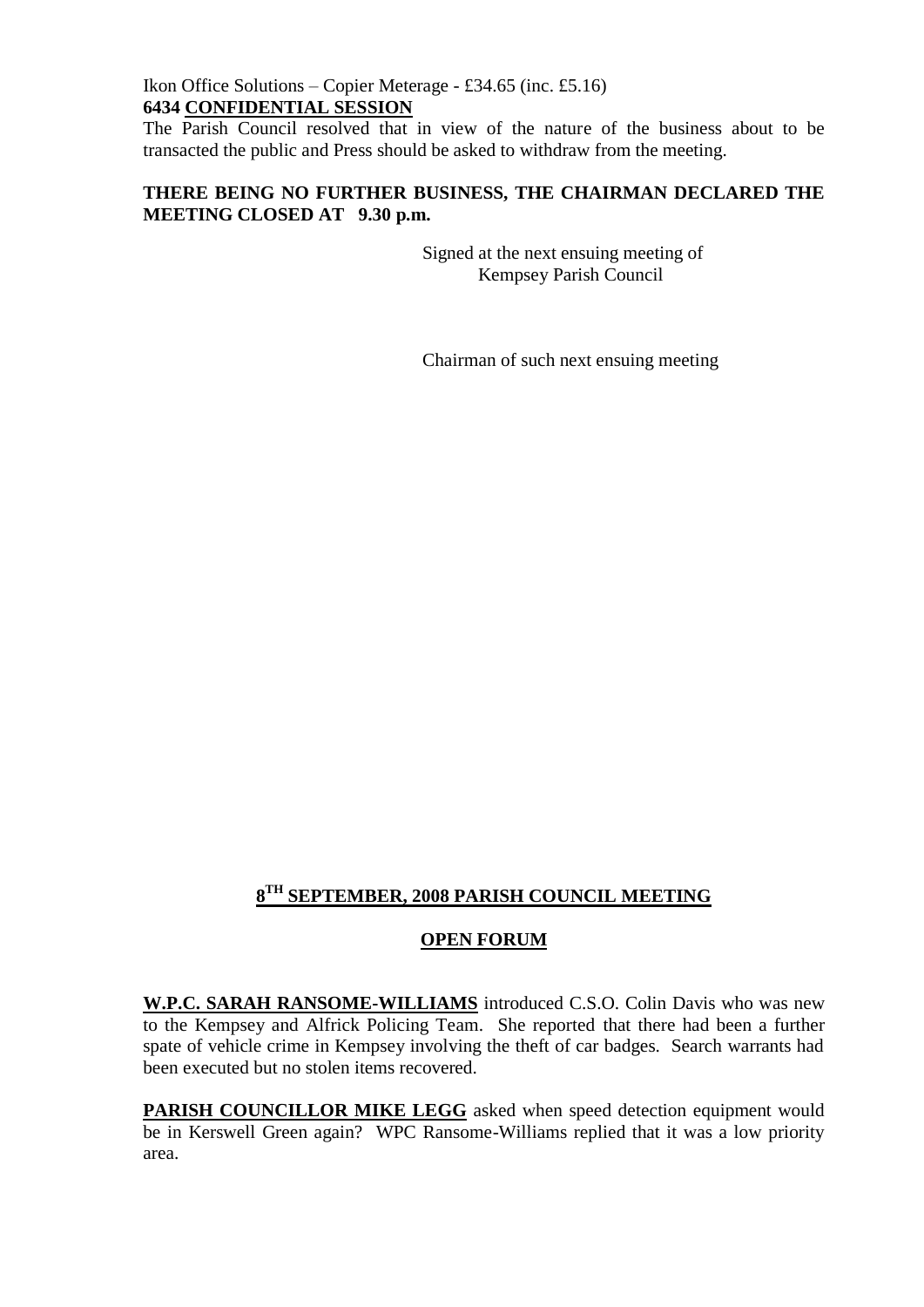Ikon Office Solutions – Copier Meterage - £34.65 (inc. £5.16)

**6434 CONFIDENTIAL SESSION**

The Parish Council resolved that in view of the nature of the business about to be transacted the public and Press should be asked to withdraw from the meeting.

**THERE BEING NO FURTHER BUSINESS, THE CHAIRMAN DECLARED THE MEETING CLOSED AT 9.30 p.m.**

Signed at the next ensuing meeting of Kempsey Parish Council

Chairman of such next ensuing meeting

## 8TH SEPTEMBER, 2008 PARISH COUNCIL MEETING

## OPEN FORUM

**W.P.C. SARAH RANSOME-WILLIAMS** introduced C.S.O. Colin Davis who was new to the Kempsey and Alfrick Policing Team. She reported that there had been a further spate of vehicle crime in Kempsey involving the theft of car badges. Search warrants had been executed but no stolen items recovered.

**PARISH COUNCILLOR MIKE LEGG** asked when speed detection equipment would be in Kerswell Green again? WPC Ransome-Williams replied that it was a low priority area.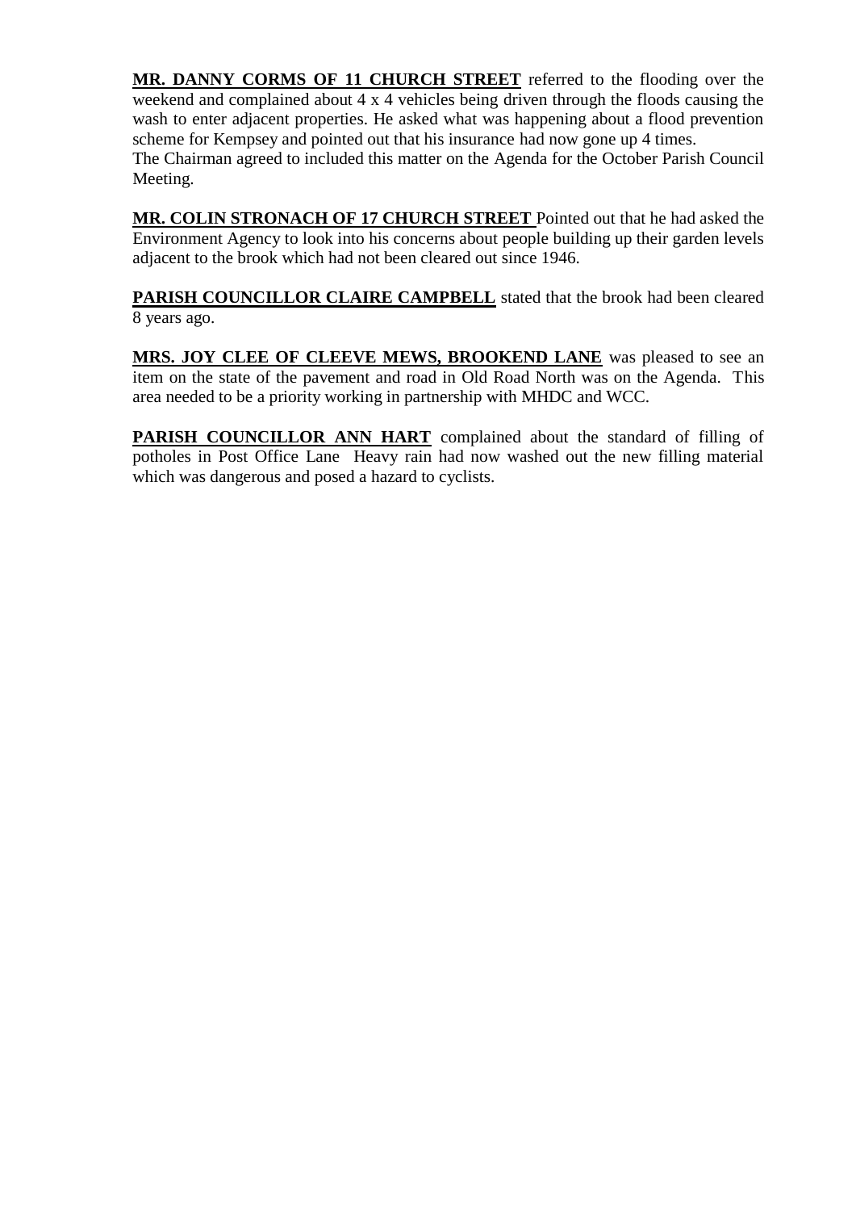**MR. DANNY CORMS OF 11 CHURCH STREET** referred to the flooding over the weekend and complained about 4 x 4 vehicles being driven through the floods causing the wash to enter adjacent properties. He asked what was happening about a flood prevention scheme for Kempsey and pointed out that his insurance had now gone up 4 times.
The Chairman agreed to included this matter on the Agenda for the October Parish Council Meeting.

**MR. COLIN STRONACH OF 17 CHURCH STREET** Pointed out that he had asked the Environment Agency to look into his concerns about people building up their garden levels adjacent to the brook which had not been cleared out since 1946.

**PARISH COUNCILLOR CLAIRE CAMPBELL** stated that the brook had been cleared 8 years ago.

**MRS. JOY CLEE OF CLEEVE MEWS, BROOKEND LANE** was pleased to see an item on the state of the pavement and road in Old Road North was on the Agenda. This area needed to be a priority working in partnership with MHDC and WCC.

**PARISH COUNCILLOR ANN HART** complained about the standard of filling of potholes in Post Office Lane Heavy rain had now washed out the new filling material which was dangerous and posed a hazard to cyclists.